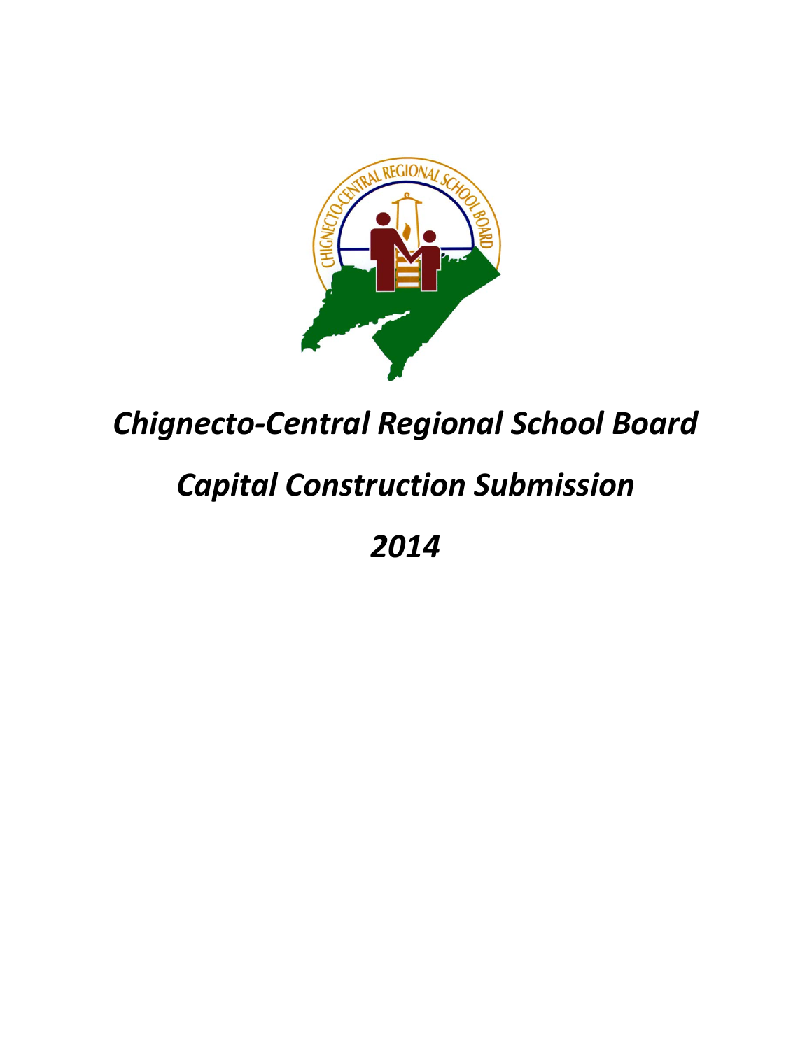# *Chignecto-Central Regional School Board*

# *Capital Construction Submission*

# *2014*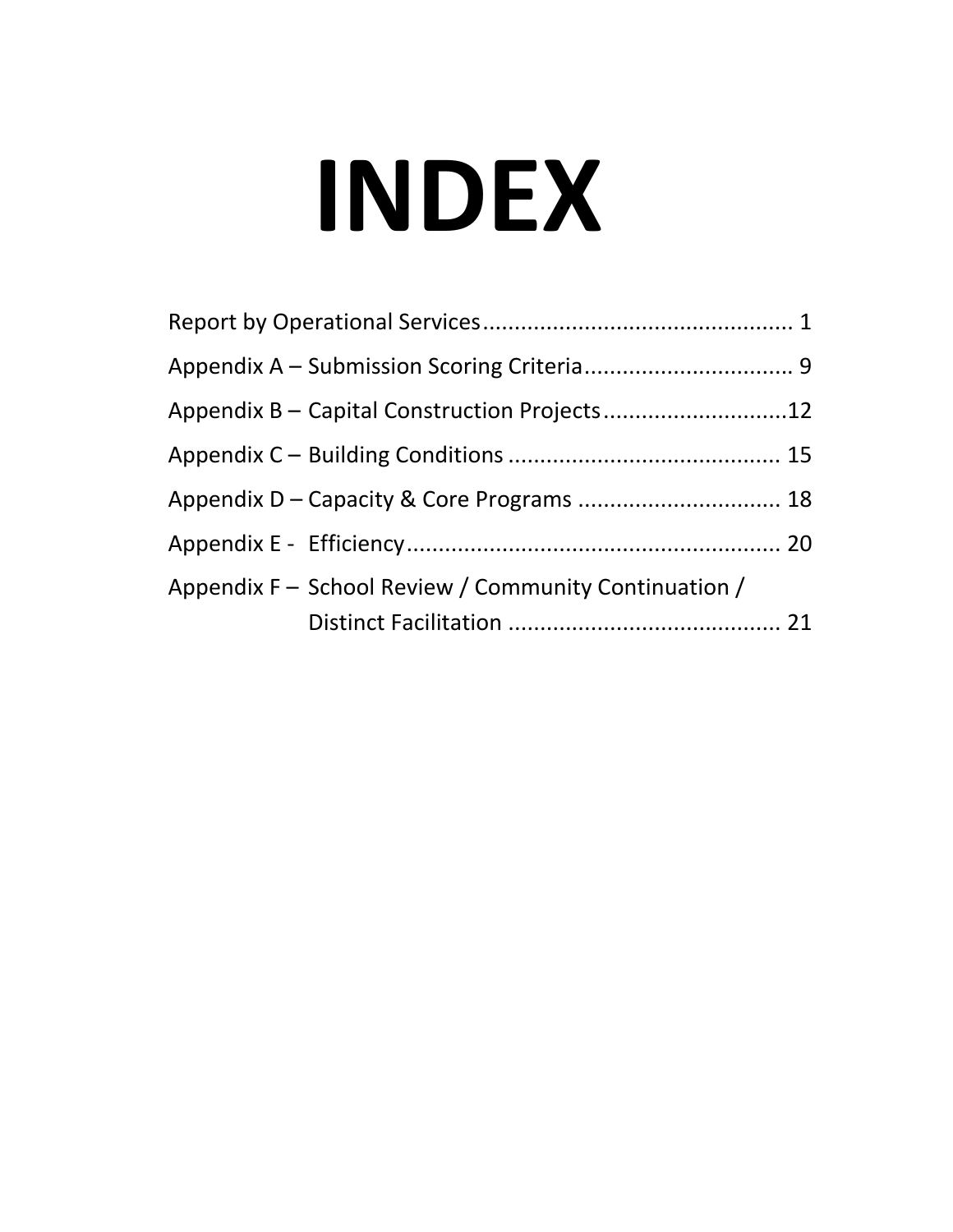# INDEX

Report by Operational Services................................................ 1

Appendix A – Submission Scoring Criteria................................ 9

Appendix B – Capital Construction Projects............................12

Appendix C – Building Conditions .......................................... 15

Appendix D – Capacity & Core Programs ............................... 18

Appendix E - Efficiency.......................................................... 20

Appendix F – School Review / Community Continuation / Distinct Facilitation .......................................... 21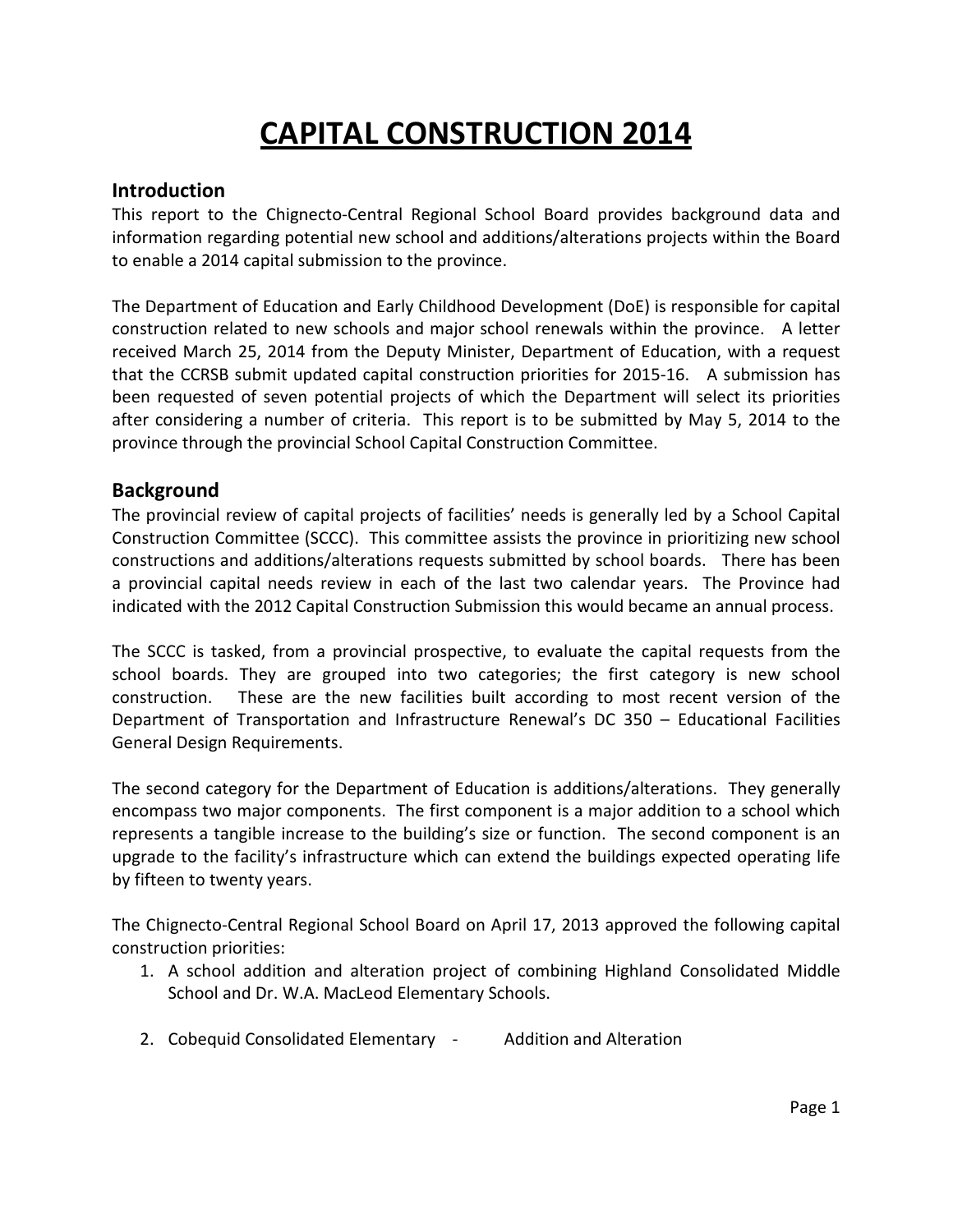# CAPITAL CONSTRUCTION 2014

## Introduction

This report to the Chignecto-Central Regional School Board provides background data and information regarding potential new school and additions/alterations projects within the Board to enable a 2014 capital submission to the province.

The Department of Education and Early Childhood Development (DoE) is responsible for capital construction related to new schools and major school renewals within the province. A letter received March 25, 2014 from the Deputy Minister, Department of Education, with a request that the CCRSB submit updated capital construction priorities for 2015-16. A submission has been requested of seven potential projects of which the Department will select its priorities after considering a number of criteria. This report is to be submitted by May 5, 2014 to the province through the provincial School Capital Construction Committee.

## Background

The provincial review of capital projects of facilities' needs is generally led by a School Capital Construction Committee (SCCC). This committee assists the province in prioritizing new school constructions and additions/alterations requests submitted by school boards. There has been a provincial capital needs review in each of the last two calendar years. The Province had indicated with the 2012 Capital Construction Submission this would became an annual process.

The SCCC is tasked, from a provincial prospective, to evaluate the capital requests from the school boards. They are grouped into two categories; the first category is new school construction. These are the new facilities built according to most recent version of the Department of Transportation and Infrastructure Renewal's DC 350 – Educational Facilities General Design Requirements.

The second category for the Department of Education is additions/alterations. They generally encompass two major components. The first component is a major addition to a school which represents a tangible increase to the building's size or function. The second component is an upgrade to the facility's infrastructure which can extend the buildings expected operating life by fifteen to twenty years.

The Chignecto-Central Regional School Board on April 17, 2013 approved the following capital construction priorities:

1. A school addition and alteration project of combining Highland Consolidated Middle School and Dr. W.A. MacLeod Elementary Schools.

2. Cobequid Consolidated Elementary - Addition and Alteration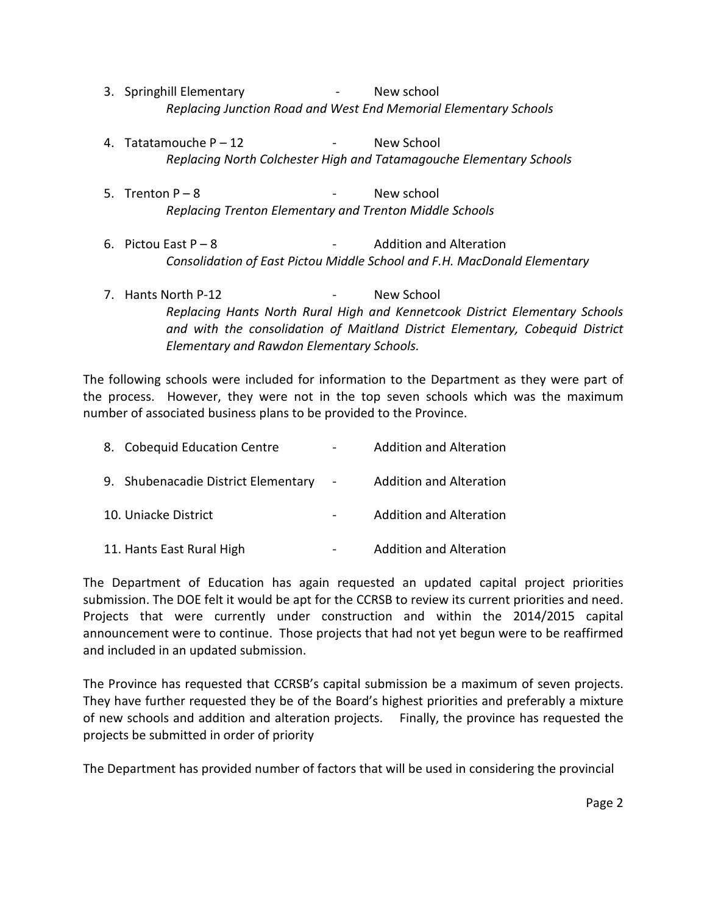3. Springhill Elementary - New school
   *Replacing Junction Road and West End Memorial Elementary Schools*

4. Tatatamouche P – 12 - New School
   *Replacing North Colchester High and Tatamagouche Elementary Schools*

5. Trenton P – 8 - New school
   *Replacing Trenton Elementary and Trenton Middle Schools*

6. Pictou East P – 8 - Addition and Alteration
   *Consolidation of East Pictou Middle School and F.H. MacDonald Elementary*

7. Hants North P-12 - New School
   *Replacing Hants North Rural High and Kennetcook District Elementary Schools and with the consolidation of Maitland District Elementary, Cobequid District Elementary and Rawdon Elementary Schools.*

The following schools were included for information to the Department as they were part of the process. However, they were not in the top seven schools which was the maximum number of associated business plans to be provided to the Province.

8. Cobequid Education Centre - Addition and Alteration

9. Shubenacadie District Elementary - Addition and Alteration

10. Uniacke District - Addition and Alteration

11. Hants East Rural High - Addition and Alteration

The Department of Education has again requested an updated capital project priorities submission. The DOE felt it would be apt for the CCRSB to review its current priorities and need. Projects that were currently under construction and within the 2014/2015 capital announcement were to continue. Those projects that had not yet begun were to be reaffirmed and included in an updated submission.

The Province has requested that CCRSB's capital submission be a maximum of seven projects. They have further requested they be of the Board's highest priorities and preferably a mixture of new schools and addition and alteration projects. Finally, the province has requested the projects be submitted in order of priority

The Department has provided number of factors that will be used in considering the provincial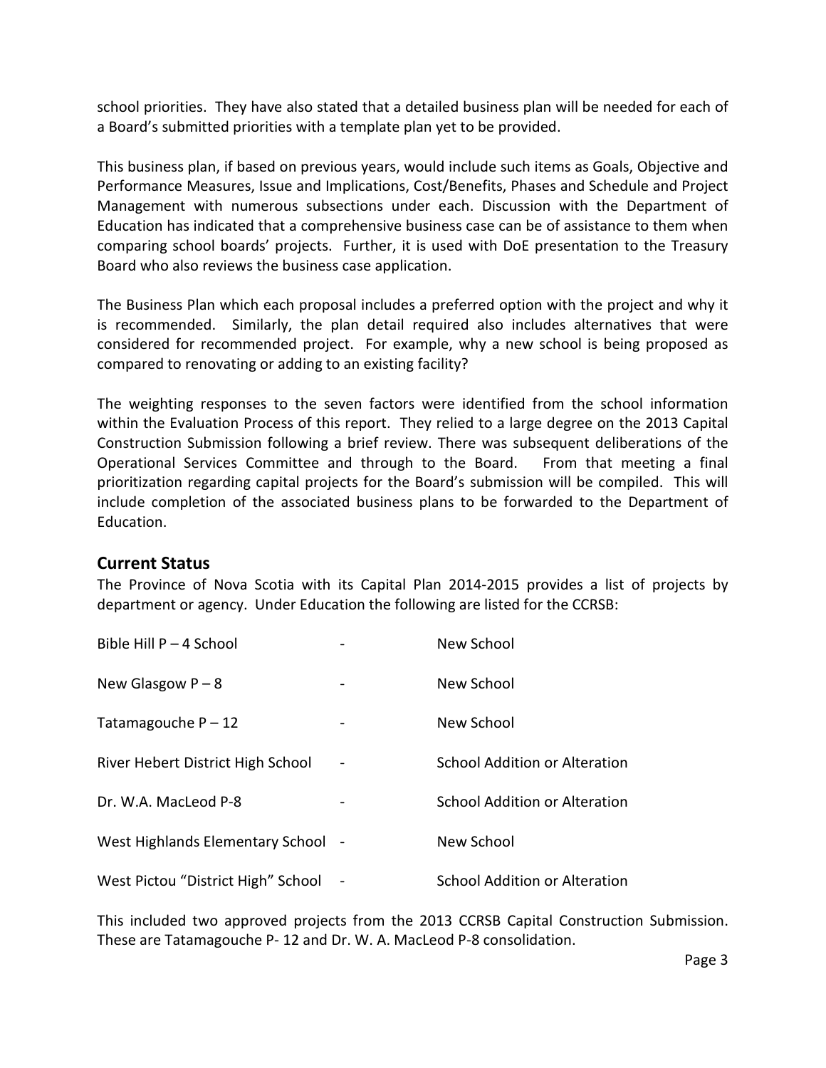school priorities. They have also stated that a detailed business plan will be needed for each of a Board's submitted priorities with a template plan yet to be provided.

This business plan, if based on previous years, would include such items as Goals, Objective and Performance Measures, Issue and Implications, Cost/Benefits, Phases and Schedule and Project Management with numerous subsections under each. Discussion with the Department of Education has indicated that a comprehensive business case can be of assistance to them when comparing school boards' projects. Further, it is used with DoE presentation to the Treasury Board who also reviews the business case application.

The Business Plan which each proposal includes a preferred option with the project and why it is recommended. Similarly, the plan detail required also includes alternatives that were considered for recommended project. For example, why a new school is being proposed as compared to renovating or adding to an existing facility?

The weighting responses to the seven factors were identified from the school information within the Evaluation Process of this report. They relied to a large degree on the 2013 Capital Construction Submission following a brief review. There was subsequent deliberations of the Operational Services Committee and through to the Board. From that meeting a final prioritization regarding capital projects for the Board's submission will be compiled. This will include completion of the associated business plans to be forwarded to the Department of Education.

## Current Status

The Province of Nova Scotia with its Capital Plan 2014-2015 provides a list of projects by department or agency. Under Education the following are listed for the CCRSB:

| | | |
|---|---|---|
| Bible Hill P – 4 School | - | New School |
| New Glasgow P – 8 | - | New School |
| Tatamagouche P – 12 | - | New School |
| River Hebert District High School | - | School Addition or Alteration |
| Dr. W.A. MacLeod P-8 | - | School Addition or Alteration |
| West Highlands Elementary School | - | New School |
| West Pictou "District High" School | - | School Addition or Alteration |

This included two approved projects from the 2013 CCRSB Capital Construction Submission. These are Tatamagouche P- 12 and Dr. W. A. MacLeod P-8 consolidation.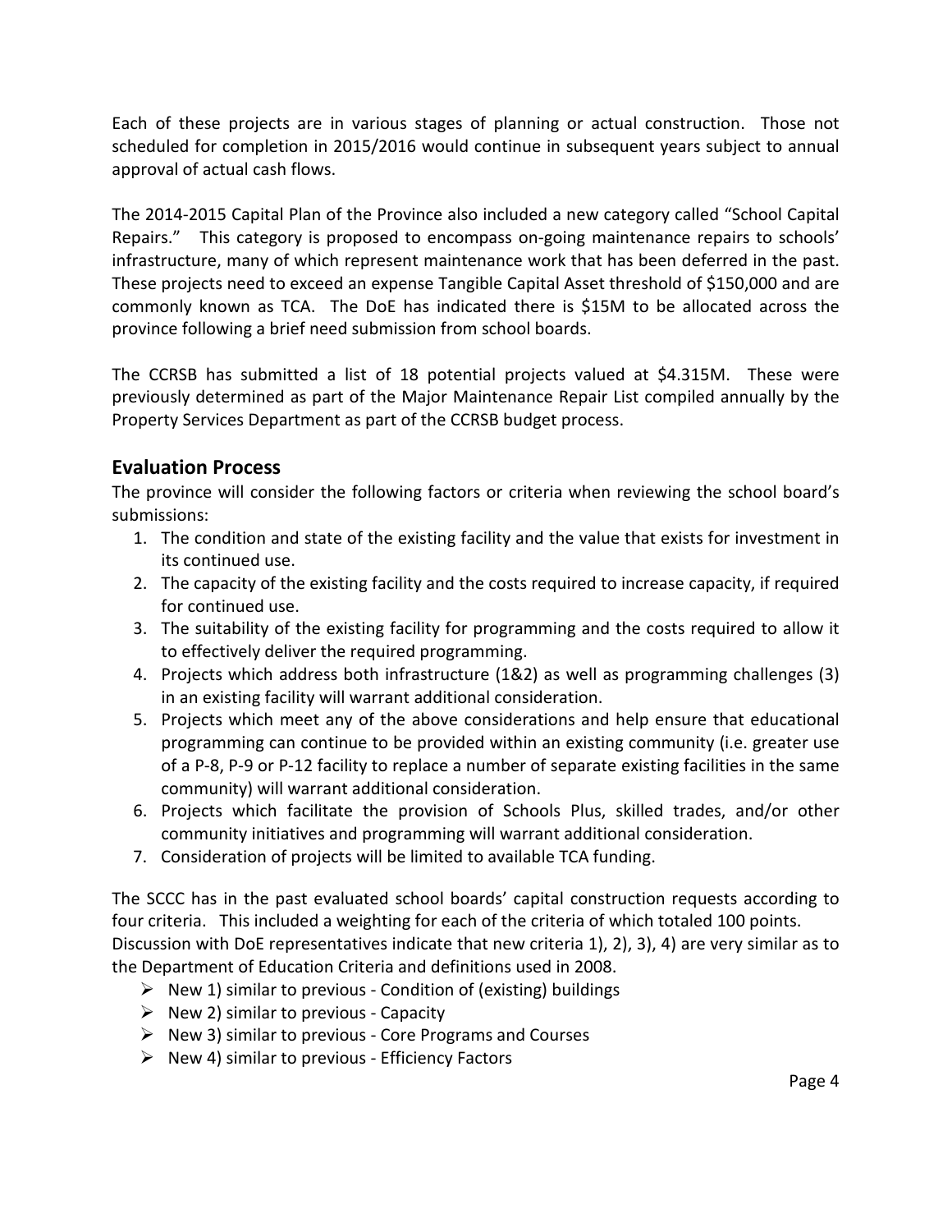Each of these projects are in various stages of planning or actual construction. Those not scheduled for completion in 2015/2016 would continue in subsequent years subject to annual approval of actual cash flows.

The 2014-2015 Capital Plan of the Province also included a new category called "School Capital Repairs." This category is proposed to encompass on-going maintenance repairs to schools' infrastructure, many of which represent maintenance work that has been deferred in the past. These projects need to exceed an expense Tangible Capital Asset threshold of $150,000 and are commonly known as TCA. The DoE has indicated there is $15M to be allocated across the province following a brief need submission from school boards.

The CCRSB has submitted a list of 18 potential projects valued at $4.315M. These were previously determined as part of the Major Maintenance Repair List compiled annually by the Property Services Department as part of the CCRSB budget process.

## Evaluation Process

The province will consider the following factors or criteria when reviewing the school board's submissions:

1. The condition and state of the existing facility and the value that exists for investment in its continued use.
2. The capacity of the existing facility and the costs required to increase capacity, if required for continued use.
3. The suitability of the existing facility for programming and the costs required to allow it to effectively deliver the required programming.
4. Projects which address both infrastructure (1&2) as well as programming challenges (3) in an existing facility will warrant additional consideration.
5. Projects which meet any of the above considerations and help ensure that educational programming can continue to be provided within an existing community (i.e. greater use of a P-8, P-9 or P-12 facility to replace a number of separate existing facilities in the same community) will warrant additional consideration.
6. Projects which facilitate the provision of Schools Plus, skilled trades, and/or other community initiatives and programming will warrant additional consideration.
7. Consideration of projects will be limited to available TCA funding.

The SCCC has in the past evaluated school boards' capital construction requests according to four criteria. This included a weighting for each of the criteria of which totaled 100 points. Discussion with DoE representatives indicate that new criteria 1), 2), 3), 4) are very similar as to the Department of Education Criteria and definitions used in 2008.

- New 1) similar to previous - Condition of (existing) buildings
- New 2) similar to previous - Capacity
- New 3) similar to previous - Core Programs and Courses
- New 4) similar to previous - Efficiency Factors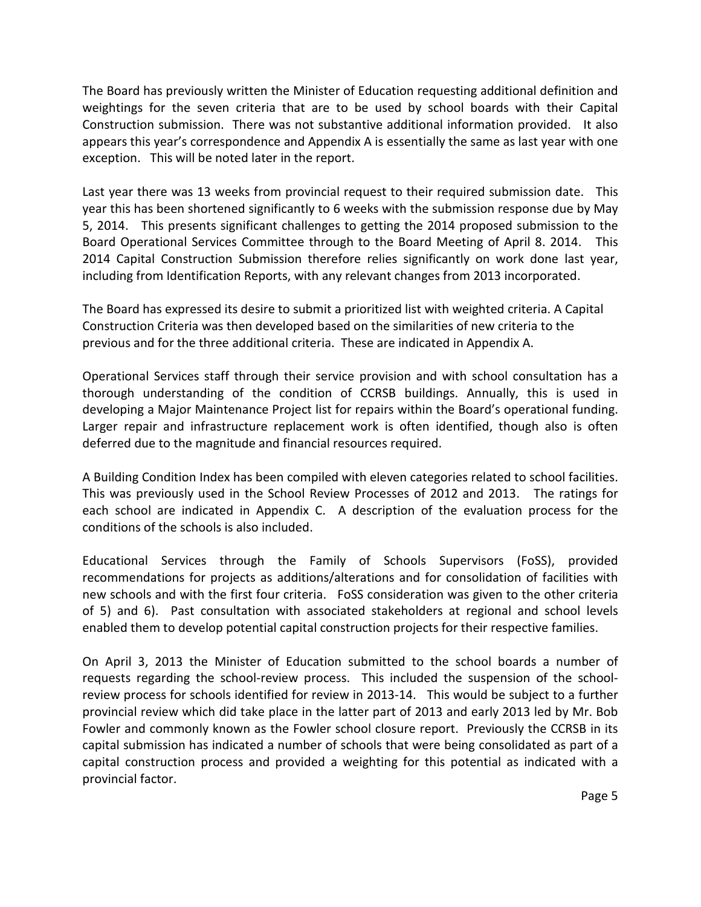The Board has previously written the Minister of Education requesting additional definition and weightings for the seven criteria that are to be used by school boards with their Capital Construction submission. There was not substantive additional information provided. It also appears this year's correspondence and Appendix A is essentially the same as last year with one exception. This will be noted later in the report.

Last year there was 13 weeks from provincial request to their required submission date. This year this has been shortened significantly to 6 weeks with the submission response due by May 5, 2014. This presents significant challenges to getting the 2014 proposed submission to the Board Operational Services Committee through to the Board Meeting of April 8. 2014. This 2014 Capital Construction Submission therefore relies significantly on work done last year, including from Identification Reports, with any relevant changes from 2013 incorporated.

The Board has expressed its desire to submit a prioritized list with weighted criteria. A Capital Construction Criteria was then developed based on the similarities of new criteria to the previous and for the three additional criteria. These are indicated in Appendix A.

Operational Services staff through their service provision and with school consultation has a thorough understanding of the condition of CCRSB buildings. Annually, this is used in developing a Major Maintenance Project list for repairs within the Board's operational funding. Larger repair and infrastructure replacement work is often identified, though also is often deferred due to the magnitude and financial resources required.

A Building Condition Index has been compiled with eleven categories related to school facilities. This was previously used in the School Review Processes of 2012 and 2013. The ratings for each school are indicated in Appendix C. A description of the evaluation process for the conditions of the schools is also included.

Educational Services through the Family of Schools Supervisors (FoSS), provided recommendations for projects as additions/alterations and for consolidation of facilities with new schools and with the first four criteria. FoSS consideration was given to the other criteria of 5) and 6). Past consultation with associated stakeholders at regional and school levels enabled them to develop potential capital construction projects for their respective families.

On April 3, 2013 the Minister of Education submitted to the school boards a number of requests regarding the school-review process. This included the suspension of the school-review process for schools identified for review in 2013-14. This would be subject to a further provincial review which did take place in the latter part of 2013 and early 2013 led by Mr. Bob Fowler and commonly known as the Fowler school closure report. Previously the CCRSB in its capital submission has indicated a number of schools that were being consolidated as part of a capital construction process and provided a weighting for this potential as indicated with a provincial factor.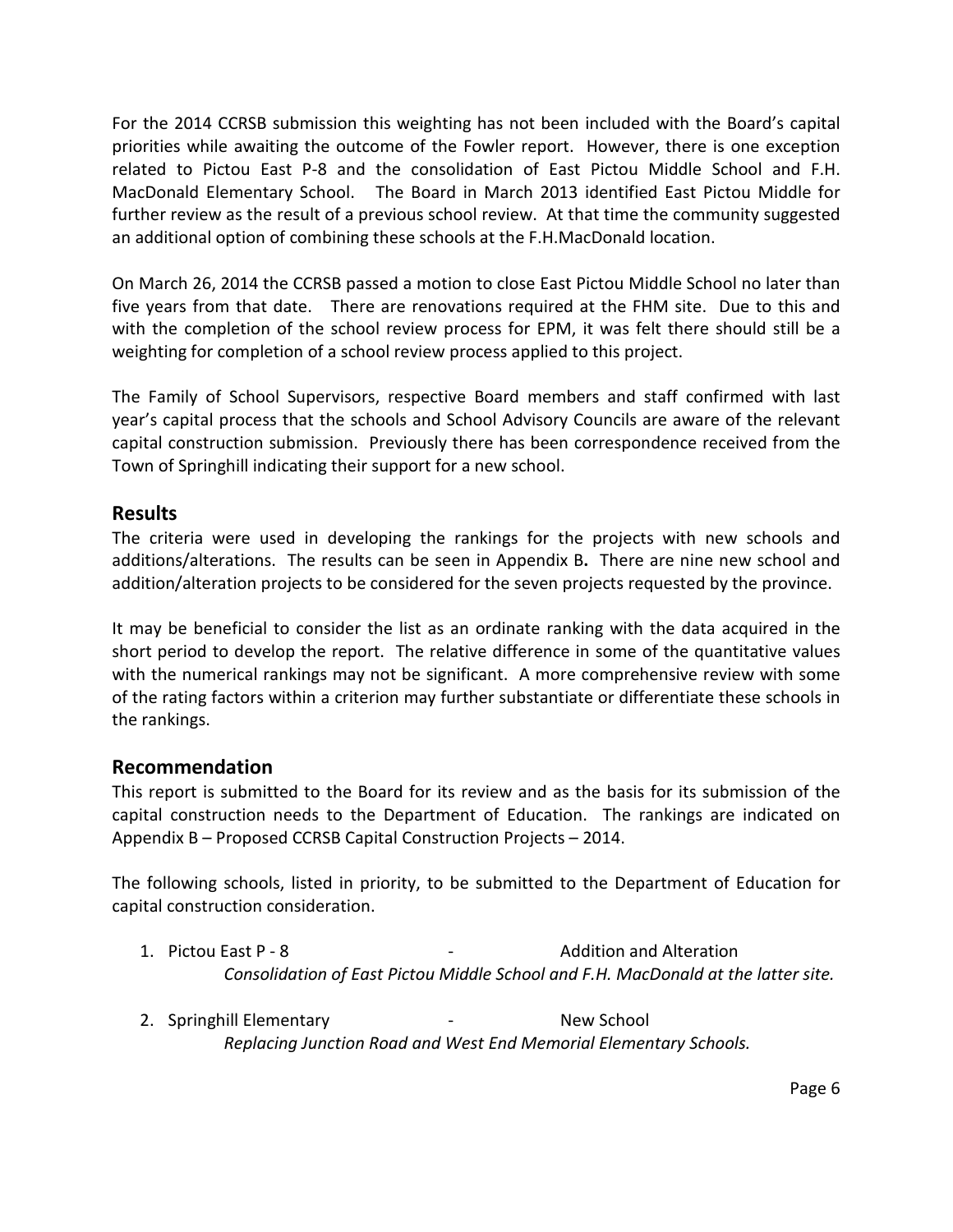For the 2014 CCRSB submission this weighting has not been included with the Board's capital priorities while awaiting the outcome of the Fowler report. However, there is one exception related to Pictou East P-8 and the consolidation of East Pictou Middle School and F.H. MacDonald Elementary School. The Board in March 2013 identified East Pictou Middle for further review as the result of a previous school review. At that time the community suggested an additional option of combining these schools at the F.H.MacDonald location.

On March 26, 2014 the CCRSB passed a motion to close East Pictou Middle School no later than five years from that date. There are renovations required at the FHM site. Due to this and with the completion of the school review process for EPM, it was felt there should still be a weighting for completion of a school review process applied to this project.

The Family of School Supervisors, respective Board members and staff confirmed with last year's capital process that the schools and School Advisory Councils are aware of the relevant capital construction submission. Previously there has been correspondence received from the Town of Springhill indicating their support for a new school.

## Results

The criteria were used in developing the rankings for the projects with new schools and additions/alterations. The results can be seen in Appendix B**.** There are nine new school and addition/alteration projects to be considered for the seven projects requested by the province.

It may be beneficial to consider the list as an ordinate ranking with the data acquired in the short period to develop the report. The relative difference in some of the quantitative values with the numerical rankings may not be significant. A more comprehensive review with some of the rating factors within a criterion may further substantiate or differentiate these schools in the rankings.

## Recommendation

This report is submitted to the Board for its review and as the basis for its submission of the capital construction needs to the Department of Education. The rankings are indicated on Appendix B – Proposed CCRSB Capital Construction Projects – 2014.

The following schools, listed in priority, to be submitted to the Department of Education for capital construction consideration.

1. Pictou East P - 8 - Addition and Alteration
   *Consolidation of East Pictou Middle School and F.H. MacDonald at the latter site.*

2. Springhill Elementary - New School
   *Replacing Junction Road and West End Memorial Elementary Schools.*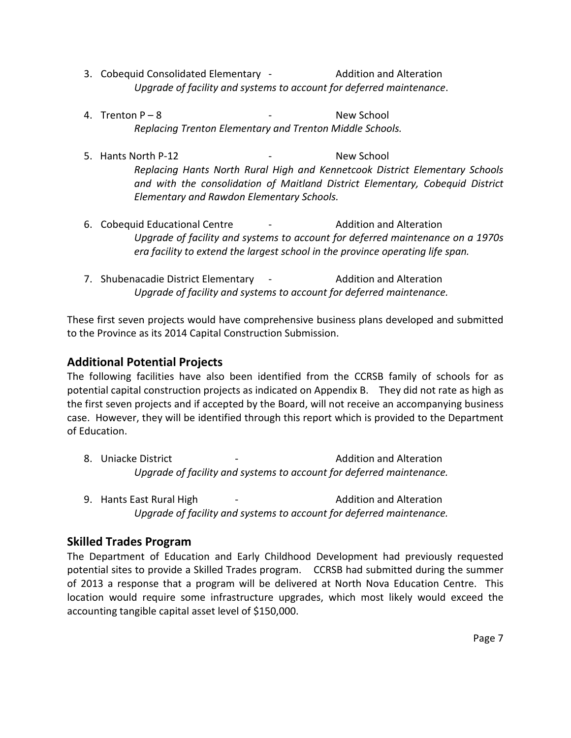3. Cobequid Consolidated Elementary - Addition and Alteration
   *Upgrade of facility and systems to account for deferred maintenance*.

4. Trenton P – 8 - New School
   *Replacing Trenton Elementary and Trenton Middle Schools.*

5. Hants North P-12 - New School
   *Replacing Hants North Rural High and Kennetcook District Elementary Schools and with the consolidation of Maitland District Elementary, Cobequid District Elementary and Rawdon Elementary Schools.*

6. Cobequid Educational Centre - Addition and Alteration
   *Upgrade of facility and systems to account for deferred maintenance on a 1970s era facility to extend the largest school in the province operating life span.*

7. Shubenacadie District Elementary - Addition and Alteration
   *Upgrade of facility and systems to account for deferred maintenance.*

These first seven projects would have comprehensive business plans developed and submitted to the Province as its 2014 Capital Construction Submission.

## Additional Potential Projects

The following facilities have also been identified from the CCRSB family of schools for as potential capital construction projects as indicated on Appendix B. They did not rate as high as the first seven projects and if accepted by the Board, will not receive an accompanying business case. However, they will be identified through this report which is provided to the Department of Education.

8. Uniacke District - Addition and Alteration
   *Upgrade of facility and systems to account for deferred maintenance.*

9. Hants East Rural High - Addition and Alteration
   *Upgrade of facility and systems to account for deferred maintenance.*

## Skilled Trades Program

The Department of Education and Early Childhood Development had previously requested potential sites to provide a Skilled Trades program. CCRSB had submitted during the summer of 2013 a response that a program will be delivered at North Nova Education Centre. This location would require some infrastructure upgrades, which most likely would exceed the accounting tangible capital asset level of $150,000.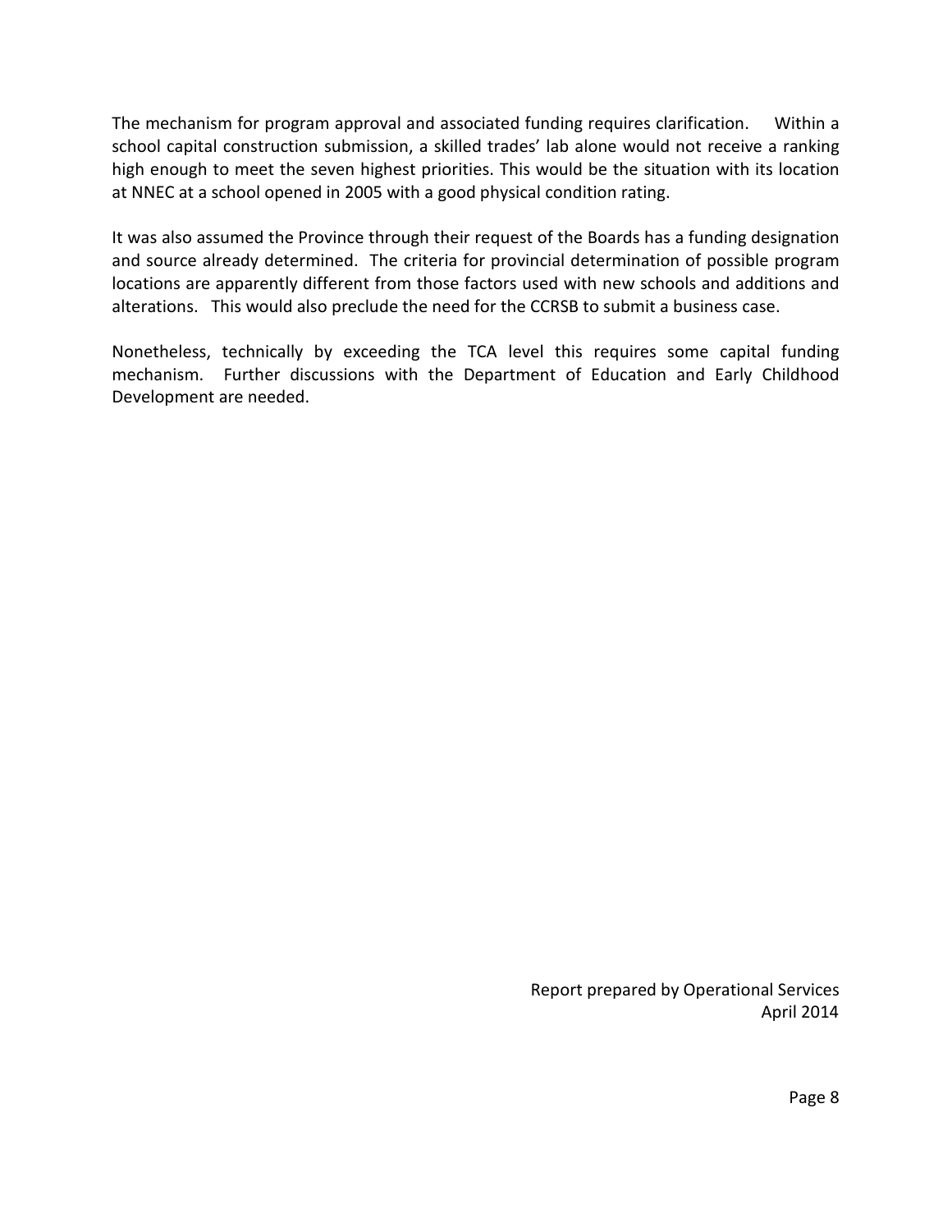The mechanism for program approval and associated funding requires clarification. Within a school capital construction submission, a skilled trades' lab alone would not receive a ranking high enough to meet the seven highest priorities. This would be the situation with its location at NNEC at a school opened in 2005 with a good physical condition rating.

It was also assumed the Province through their request of the Boards has a funding designation and source already determined. The criteria for provincial determination of possible program locations are apparently different from those factors used with new schools and additions and alterations. This would also preclude the need for the CCRSB to submit a business case.

Nonetheless, technically by exceeding the TCA level this requires some capital funding mechanism. Further discussions with the Department of Education and Early Childhood Development are needed.

Report prepared by Operational Services
April 2014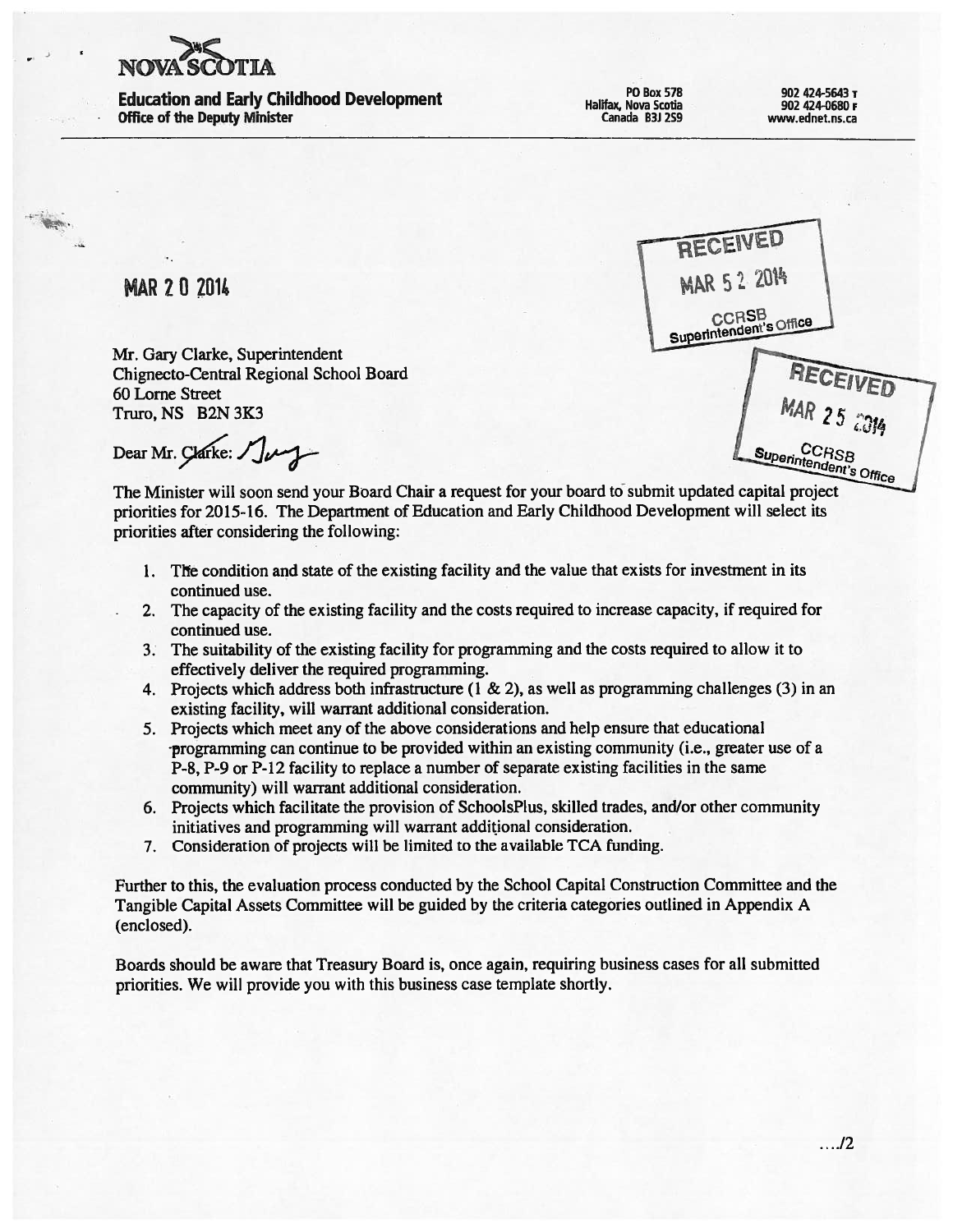NOVA SCOTIA

**Education and Early Childhood Development**
**Office of the Deputy Minister**

PO Box 578
Halifax, Nova Scotia
Canada B3J 2S9

902 424-5643 T
902 424-0680 F
www.ednet.ns.ca

RECEIVED
MAR 5 2 2014
CCRSB
Superintendent's Office

RECEIVED
MAR 25 2014
CCRSB
Superintendent's Office

MAR 2 0 2014

Mr. Gary Clarke, Superintendent
Chignecto-Central Regional School Board
60 Lorne Street
Truro, NS B2N 3K3

Dear Mr. ~~Clarke~~: Gary

The Minister will soon send your Board Chair a request for your board to submit updated capital project priorities for 2015-16. The Department of Education and Early Childhood Development will select its priorities after considering the following:

1. The condition and state of the existing facility and the value that exists for investment in its continued use.
2. The capacity of the existing facility and the costs required to increase capacity, if required for continued use.
3. The suitability of the existing facility for programming and the costs required to allow it to effectively deliver the required programming.
4. Projects which address both infrastructure (1 & 2), as well as programming challenges (3) in an existing facility, will warrant additional consideration.
5. Projects which meet any of the above considerations and help ensure that educational programming can continue to be provided within an existing community (i.e., greater use of a P-8, P-9 or P-12 facility to replace a number of separate existing facilities in the same community) will warrant additional consideration.
6. Projects which facilitate the provision of SchoolsPlus, skilled trades, and/or other community initiatives and programming will warrant additional consideration.
7. Consideration of projects will be limited to the available TCA funding.

Further to this, the evaluation process conducted by the School Capital Construction Committee and the Tangible Capital Assets Committee will be guided by the criteria categories outlined in Appendix A (enclosed).

Boards should be aware that Treasury Board is, once again, requiring business cases for all submitted priorities. We will provide you with this business case template shortly.

…/2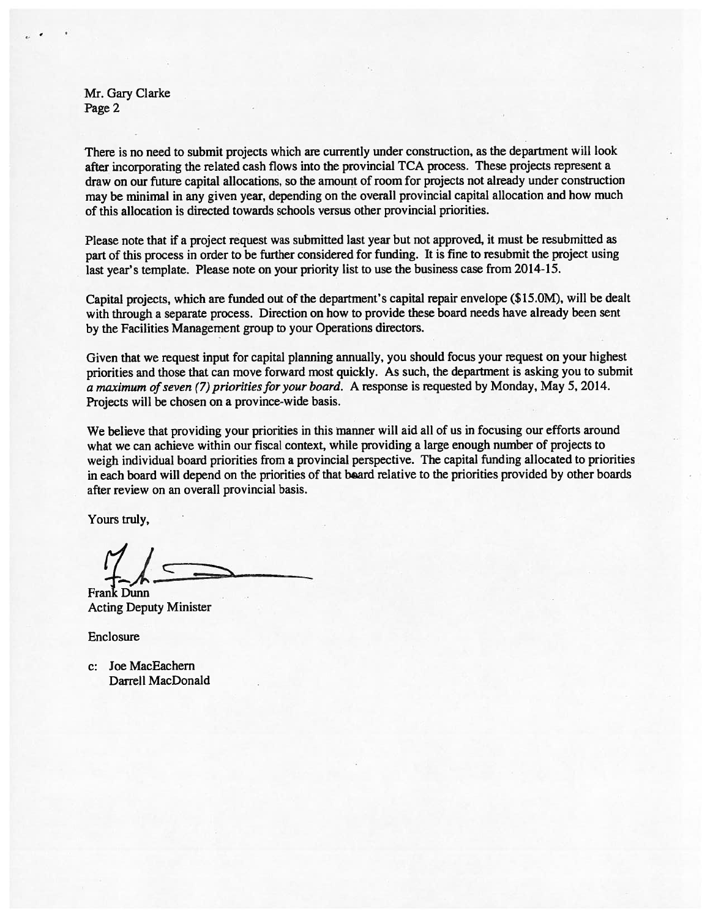Mr. Gary Clarke
Page 2

There is no need to submit projects which are currently under construction, as the department will look after incorporating the related cash flows into the provincial TCA process. These projects represent a draw on our future capital allocations, so the amount of room for projects not already under construction may be minimal in any given year, depending on the overall provincial capital allocation and how much of this allocation is directed towards schools versus other provincial priorities.

Please note that if a project request was submitted last year but not approved, it must be resubmitted as part of this process in order to be further considered for funding. It is fine to resubmit the project using last year's template. Please note on your priority list to use the business case from 2014-15.

Capital projects, which are funded out of the department's capital repair envelope ($15.0M), will be dealt with through a separate process. Direction on how to provide these board needs have already been sent by the Facilities Management group to your Operations directors.

Given that we request input for capital planning annually, you should focus your request on your highest priorities and those that can move forward most quickly. As such, the department is asking you to submit *a maximum of seven (7) priorities for your board*. A response is requested by Monday, May 5, 2014. Projects will be chosen on a province-wide basis.

We believe that providing your priorities in this manner will aid all of us in focusing our efforts around what we can achieve within our fiscal context, while providing a large enough number of projects to weigh individual board priorities from a provincial perspective. The capital funding allocated to priorities in each board will depend on the priorities of that board relative to the priorities provided by other boards after review on an overall provincial basis.

Yours truly,

Frank Dunn
Acting Deputy Minister

Enclosure

c: Joe MacEachern
Darrell MacDonald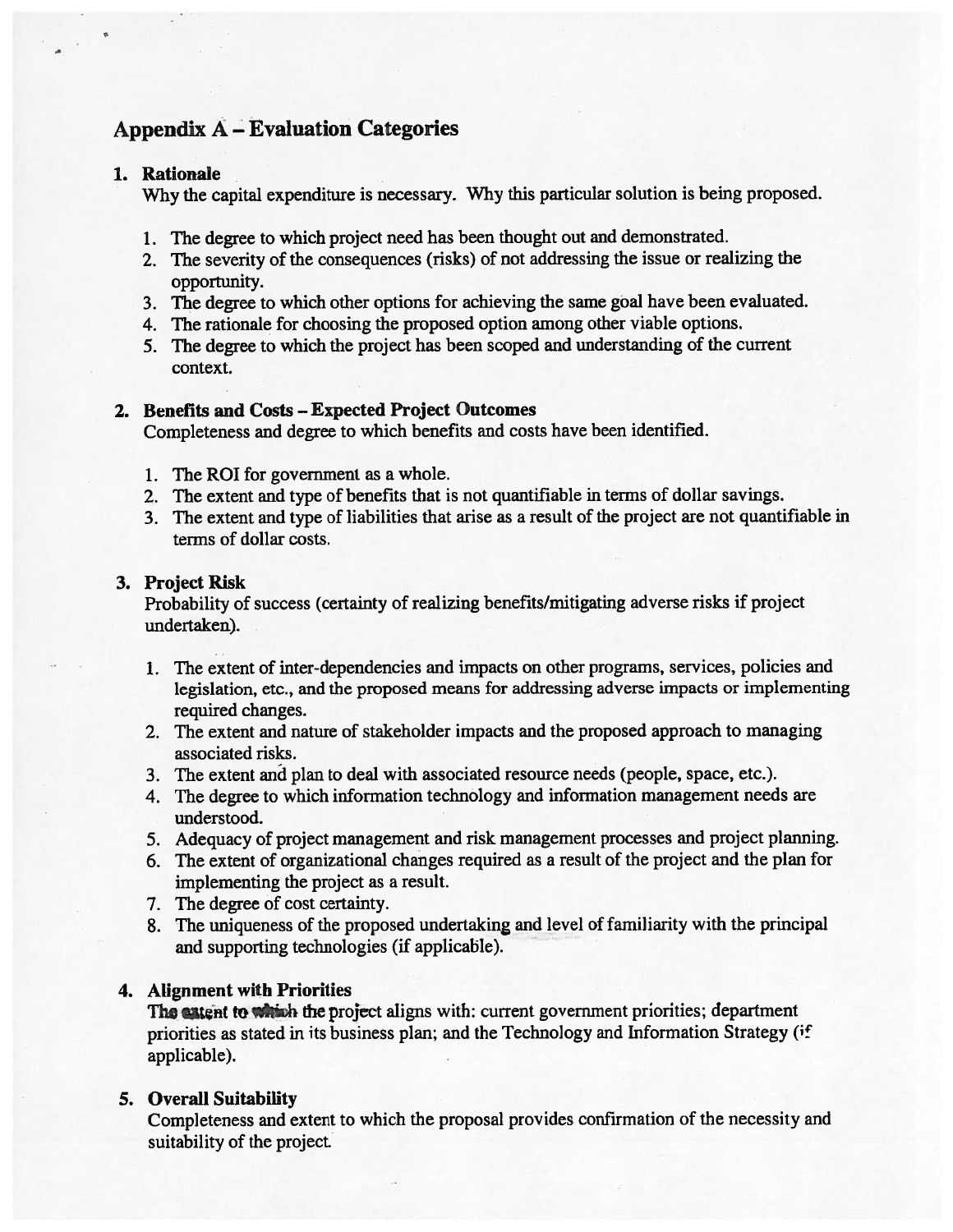## Appendix A – Evaluation Categories

1. **Rationale**

   Why the capital expenditure is necessary. Why this particular solution is being proposed.

   1. The degree to which project need has been thought out and demonstrated.
   2. The severity of the consequences (risks) of not addressing the issue or realizing the opportunity.
   3. The degree to which other options for achieving the same goal have been evaluated.
   4. The rationale for choosing the proposed option among other viable options.
   5. The degree to which the project has been scoped and understanding of the current context.

2. **Benefits and Costs – Expected Project Outcomes**

   Completeness and degree to which benefits and costs have been identified.

   1. The ROI for government as a whole.
   2. The extent and type of benefits that is not quantifiable in terms of dollar savings.
   3. The extent and type of liabilities that arise as a result of the project are not quantifiable in terms of dollar costs.

3. **Project Risk**

   Probability of success (certainty of realizing benefits/mitigating adverse risks if project undertaken).

   1. The extent of inter-dependencies and impacts on other programs, services, policies and legislation, etc., and the proposed means for addressing adverse impacts or implementing required changes.
   2. The extent and nature of stakeholder impacts and the proposed approach to managing associated risks.
   3. The extent and plan to deal with associated resource needs (people, space, etc.).
   4. The degree to which information technology and information management needs are understood.
   5. Adequacy of project management and risk management processes and project planning.
   6. The extent of organizational changes required as a result of the project and the plan for implementing the project as a result.
   7. The degree of cost certainty.
   8. The uniqueness of the proposed undertaking and level of familiarity with the principal and supporting technologies (if applicable).

4. **Alignment with Priorities**

   The extent to which the project aligns with: current government priorities; department priorities as stated in its business plan; and the Technology and Information Strategy (if applicable).

5. **Overall Suitability**

   Completeness and extent to which the proposal provides confirmation of the necessity and suitability of the project.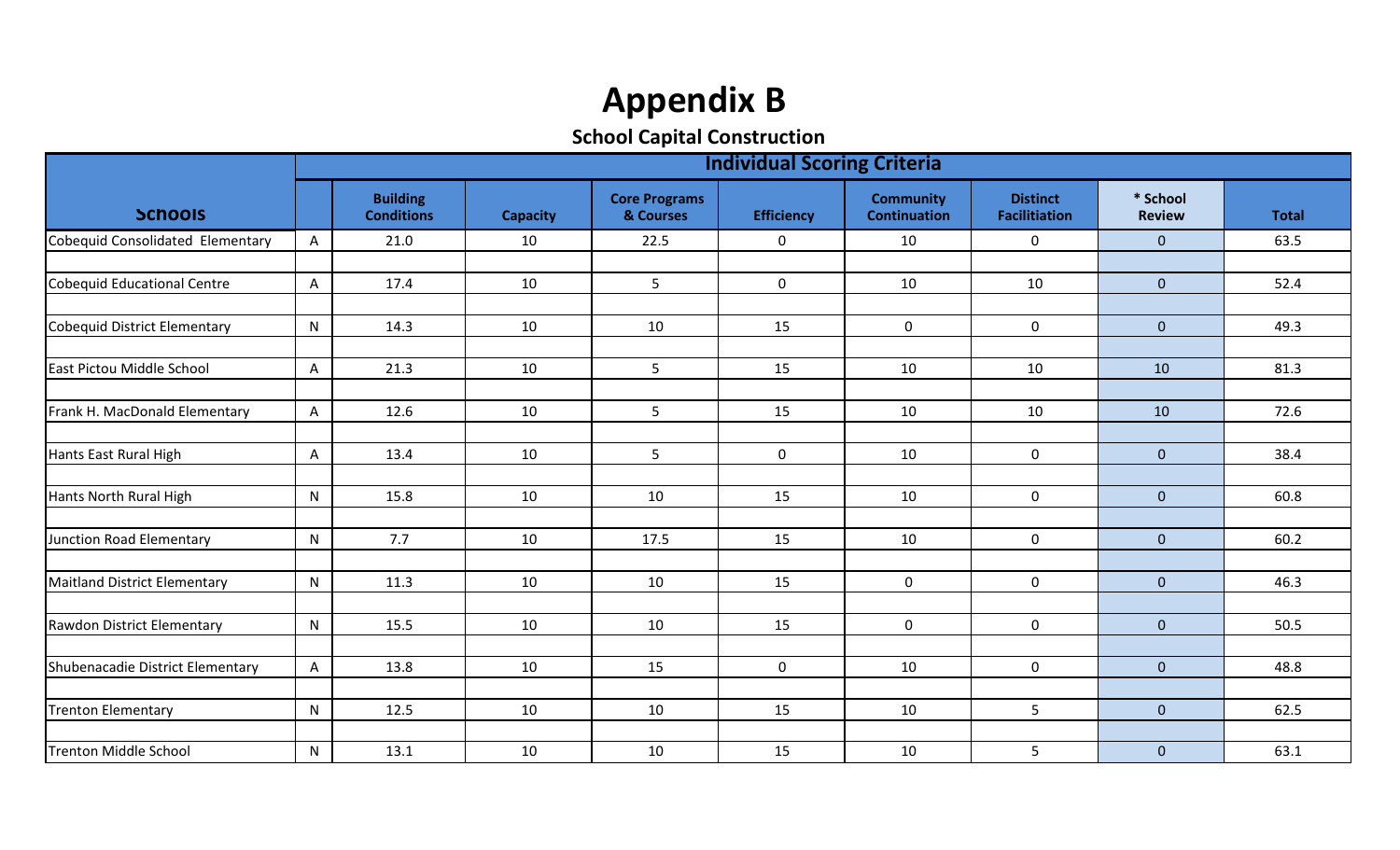# Appendix B

## School Capital Construction

| Schools | | Individual Scoring Criteria | | | | | | | |
|---|---|---|---|---|---|---|---|---|---|
| | | Building Conditions | Capacity | Core Programs & Courses | Efficiency | Community Continuation | Distinct Facilitiation | * School Review | Total |
| Cobequid Consolidated Elementary | A | 21.0 | 10 | 22.5 | 0 | 10 | 0 | 0 | 63.5 |
| Cobequid Educational Centre | A | 17.4 | 10 | 5 | 0 | 10 | 10 | 0 | 52.4 |
| Cobequid District Elementary | N | 14.3 | 10 | 10 | 15 | 0 | 0 | 0 | 49.3 |
| East Pictou Middle School | A | 21.3 | 10 | 5 | 15 | 10 | 10 | 10 | 81.3 |
| Frank H. MacDonald Elementary | A | 12.6 | 10 | 5 | 15 | 10 | 10 | 10 | 72.6 |
| Hants East Rural High | A | 13.4 | 10 | 5 | 0 | 10 | 0 | 0 | 38.4 |
| Hants North Rural High | N | 15.8 | 10 | 10 | 15 | 10 | 0 | 0 | 60.8 |
| Junction Road Elementary | N | 7.7 | 10 | 17.5 | 15 | 10 | 0 | 0 | 60.2 |
| Maitland District Elementary | N | 11.3 | 10 | 10 | 15 | 0 | 0 | 0 | 46.3 |
| Rawdon District Elementary | N | 15.5 | 10 | 10 | 15 | 0 | 0 | 0 | 50.5 |
| Shubenacadie District Elementary | A | 13.8 | 10 | 15 | 0 | 10 | 0 | 0 | 48.8 |
| Trenton Elementary | N | 12.5 | 10 | 10 | 15 | 10 | 5 | 0 | 62.5 |
| Trenton Middle School | N | 13.1 | 10 | 10 | 15 | 10 | 5 | 0 | 63.1 |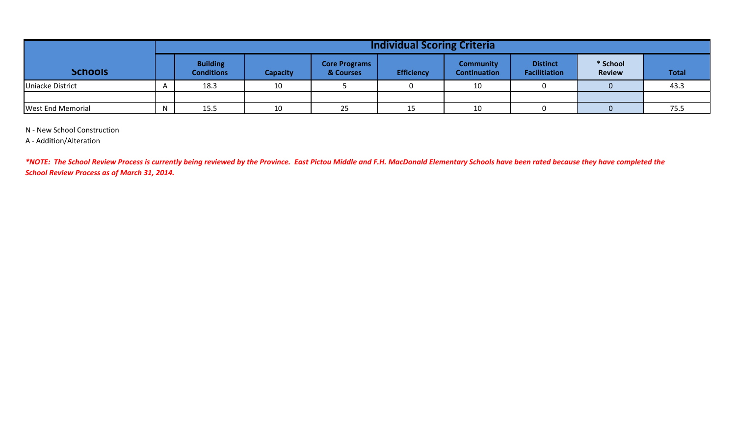| Schools | | Individual Scoring Criteria | | | | | | | |
|---|---|---|---|---|---|---|---|---|---|
| | | Building Conditions | Capacity | Core Programs & Courses | Efficiency | Community Continuation | Distinct Facilitiation | * School Review | Total |
| Uniacke District | A | 18.3 | 10 | 5 | 0 | 10 | 0 | 0 | 43.3 |
| | | | | | | | | | |
| West End Memorial | N | 15.5 | 10 | 25 | 15 | 10 | 0 | 0 | 75.5 |

N - New School Construction

A - Addition/Alteration

***NOTE: The School Review Process is currently being reviewed by the Province. East Pictou Middle and F.H. MacDonald Elementary Schools have been rated because they have completed the School Review Process as of March 31, 2014.***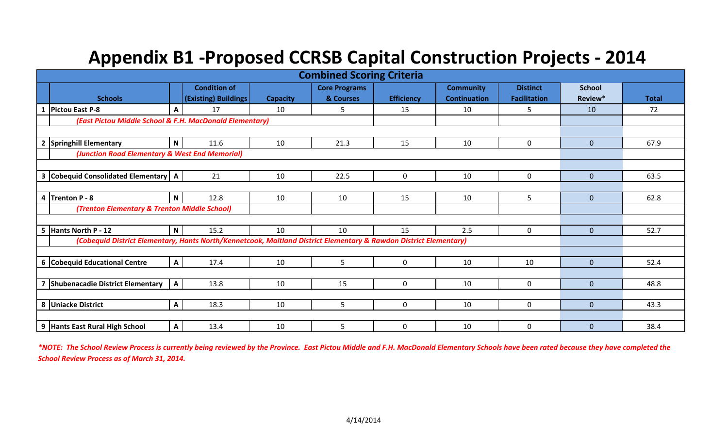# Appendix B1 -Proposed CCRSB Capital Construction Projects - 2014

| | Schools | | Condition of (Existing) Buildings | Capacity | Core Programs & Courses | Efficiency | Community Continuation | Distinct Facilitation | School Review* | Total |
|---|---|---|---|---|---|---|---|---|---|---|
| | **Combined Scoring Criteria** | | | | | | | | | |
| 1 | Pictou East P-8 | A | 17 | 10 | 5 | 15 | 10 | 5 | 10 | 72 |
| | *(East Pictou Middle School & F.H. MacDonald Elementary)* | | | | | | | | | |
| 2 | Springhill Elementary | N | 11.6 | 10 | 21.3 | 15 | 10 | 0 | 0 | 67.9 |
| | *(Junction Road Elementary & West End Memorial)* | | | | | | | | | |
| 3 | Cobequid Consolidated Elementary | A | 21 | 10 | 22.5 | 0 | 10 | 0 | 0 | 63.5 |
| 4 | Trenton P - 8 | N | 12.8 | 10 | 10 | 15 | 10 | 5 | 0 | 62.8 |
| | *(Trenton Elementary & Trenton Middle School)* | | | | | | | | | |
| 5 | Hants North P - 12 | N | 15.2 | 10 | 10 | 15 | 2.5 | 0 | 0 | 52.7 |
| | *(Cobequid District Elementary, Hants North/Kennetcook, Maitland District Elementary & Rawdon District Elementary)* | | | | | | | | | |
| 6 | Cobequid Educational Centre | A | 17.4 | 10 | 5 | 0 | 10 | 10 | 0 | 52.4 |
| 7 | Shubenacadie District Elementary | A | 13.8 | 10 | 15 | 0 | 10 | 0 | 0 | 48.8 |
| 8 | Uniacke District | A | 18.3 | 10 | 5 | 0 | 10 | 0 | 0 | 43.3 |
| 9 | Hants East Rural High School | A | 13.4 | 10 | 5 | 0 | 10 | 0 | 0 | 38.4 |

***NOTE: The School Review Process is currently being reviewed by the Province. East Pictou Middle and F.H. MacDonald Elementary Schools have been rated because they have completed the School Review Process as of March 31, 2014.***

4/14/2014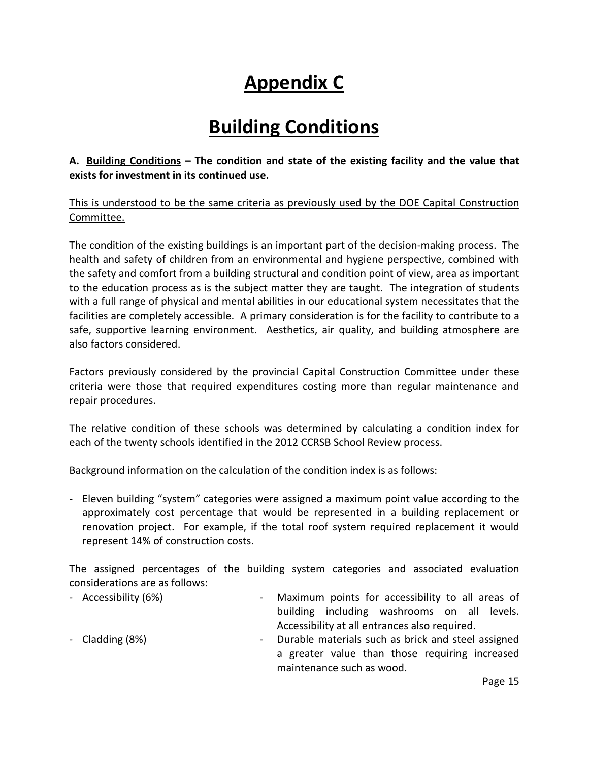# Appendix C

# Building Conditions

**A. <u>Building Conditions</u> – The condition and state of the existing facility and the value that exists for investment in its continued use.**

<u>This is understood to be the same criteria as previously used by the DOE Capital Construction Committee.</u>

The condition of the existing buildings is an important part of the decision-making process. The health and safety of children from an environmental and hygiene perspective, combined with the safety and comfort from a building structural and condition point of view, area as important to the education process as is the subject matter they are taught. The integration of students with a full range of physical and mental abilities in our educational system necessitates that the facilities are completely accessible. A primary consideration is for the facility to contribute to a safe, supportive learning environment. Aesthetics, air quality, and building atmosphere are also factors considered.

Factors previously considered by the provincial Capital Construction Committee under these criteria were those that required expenditures costing more than regular maintenance and repair procedures.

The relative condition of these schools was determined by calculating a condition index for each of the twenty schools identified in the 2012 CCRSB School Review process.

Background information on the calculation of the condition index is as follows:

- Eleven building "system" categories were assigned a maximum point value according to the approximately cost percentage that would be represented in a building replacement or renovation project. For example, if the total roof system required replacement it would represent 14% of construction costs.

The assigned percentages of the building system categories and associated evaluation considerations are as follows:

- Accessibility (6%) - Maximum points for accessibility to all areas of building including washrooms on all levels. Accessibility at all entrances also required.
- Cladding (8%) - Durable materials such as brick and steel assigned a greater value than those requiring increased maintenance such as wood.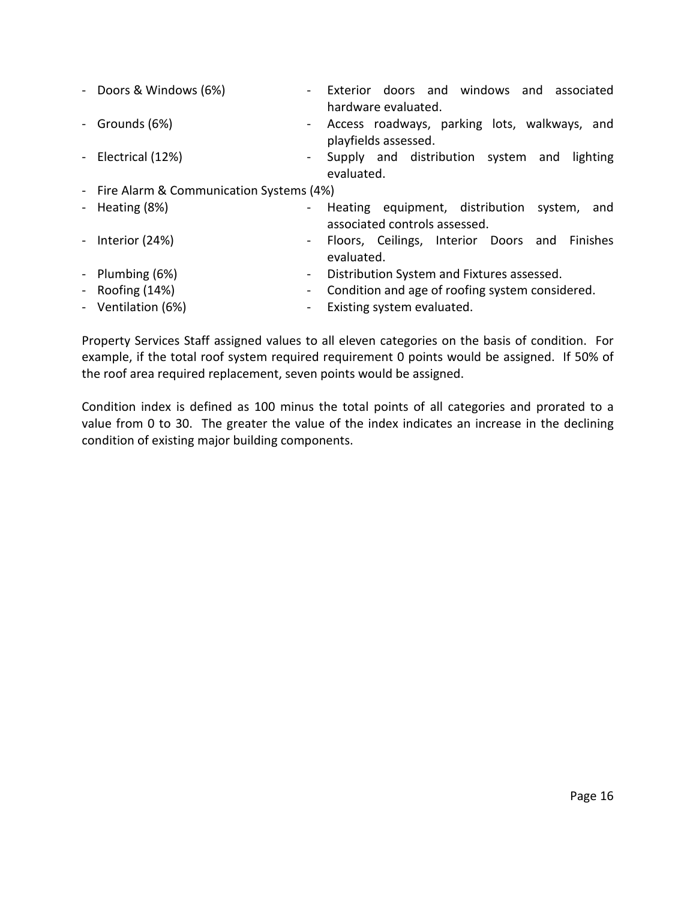- Doors & Windows (6%) - Exterior doors and windows and associated hardware evaluated.
- Grounds (6%) - Access roadways, parking lots, walkways, and playfields assessed.
- Electrical (12%) - Supply and distribution system and lighting evaluated.
- Fire Alarm & Communication Systems (4%)
- Heating (8%) - Heating equipment, distribution system, and associated controls assessed.
- Interior (24%) - Floors, Ceilings, Interior Doors and Finishes evaluated.
- Plumbing (6%) - Distribution System and Fixtures assessed.
- Roofing (14%) - Condition and age of roofing system considered.
- Ventilation (6%) - Existing system evaluated.

Property Services Staff assigned values to all eleven categories on the basis of condition. For example, if the total roof system required requirement 0 points would be assigned. If 50% of the roof area required replacement, seven points would be assigned.

Condition index is defined as 100 minus the total points of all categories and prorated to a value from 0 to 30. The greater the value of the index indicates an increase in the declining condition of existing major building components.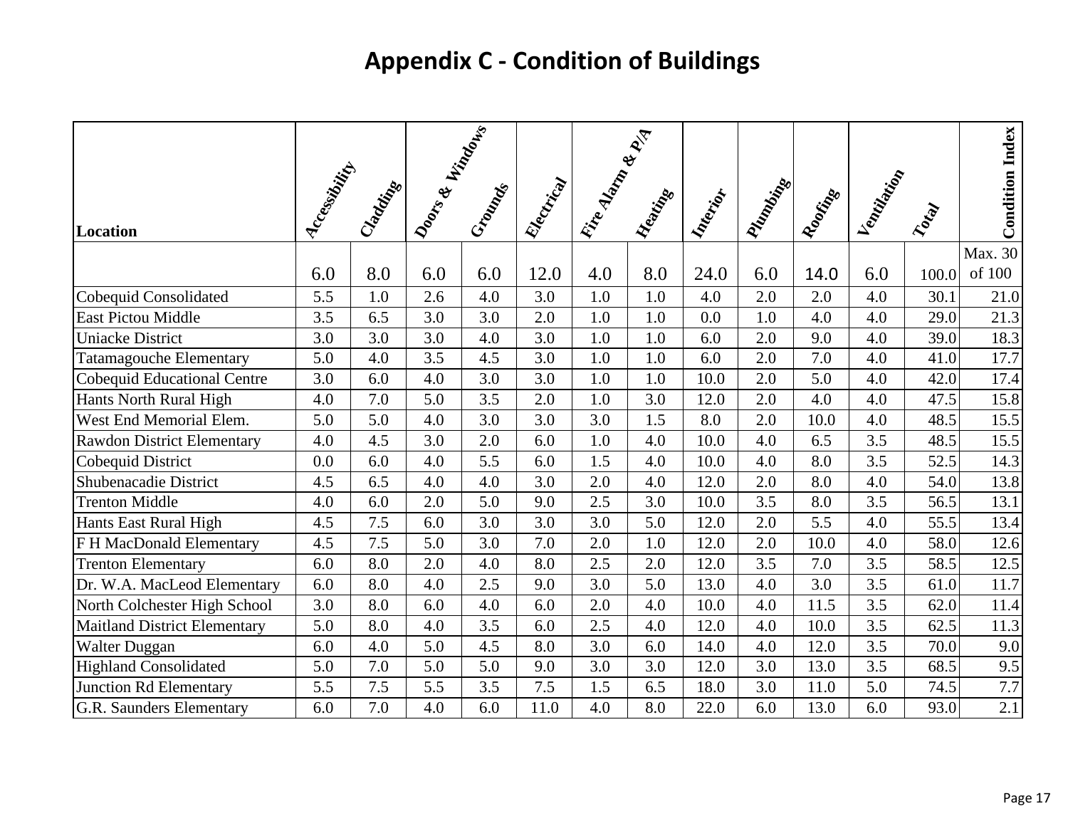# Appendix C - Condition of Buildings

| Location | Accessibility | Cladding | Doors & Windows | Grounds | Electrical | Fire Alarm & P/A | Heating | Interior | Plumbing | Roofing | Ventilation | Total | Condition Index |
|---|---|---|---|---|---|---|---|---|---|---|---|---|---|
| | 6.0 | 8.0 | 6.0 | 6.0 | 12.0 | 4.0 | 8.0 | 24.0 | 6.0 | 14.0 | 6.0 | 100.0 | Max. 30 of 100 |
| Cobequid Consolidated | 5.5 | 1.0 | 2.6 | 4.0 | 3.0 | 1.0 | 1.0 | 4.0 | 2.0 | 2.0 | 4.0 | 30.1 | 21.0 |
| East Pictou Middle | 3.5 | 6.5 | 3.0 | 3.0 | 2.0 | 1.0 | 1.0 | 0.0 | 1.0 | 4.0 | 4.0 | 29.0 | 21.3 |
| Uniacke District | 3.0 | 3.0 | 3.0 | 4.0 | 3.0 | 1.0 | 1.0 | 6.0 | 2.0 | 9.0 | 4.0 | 39.0 | 18.3 |
| Tatamagouche Elementary | 5.0 | 4.0 | 3.5 | 4.5 | 3.0 | 1.0 | 1.0 | 6.0 | 2.0 | 7.0 | 4.0 | 41.0 | 17.7 |
| Cobequid Educational Centre | 3.0 | 6.0 | 4.0 | 3.0 | 3.0 | 1.0 | 1.0 | 10.0 | 2.0 | 5.0 | 4.0 | 42.0 | 17.4 |
| Hants North Rural High | 4.0 | 7.0 | 5.0 | 3.5 | 2.0 | 1.0 | 3.0 | 12.0 | 2.0 | 4.0 | 4.0 | 47.5 | 15.8 |
| West End Memorial Elem. | 5.0 | 5.0 | 4.0 | 3.0 | 3.0 | 3.0 | 1.5 | 8.0 | 2.0 | 10.0 | 4.0 | 48.5 | 15.5 |
| Rawdon District Elementary | 4.0 | 4.5 | 3.0 | 2.0 | 6.0 | 1.0 | 4.0 | 10.0 | 4.0 | 6.5 | 3.5 | 48.5 | 15.5 |
| Cobequid District | 0.0 | 6.0 | 4.0 | 5.5 | 6.0 | 1.5 | 4.0 | 10.0 | 4.0 | 8.0 | 3.5 | 52.5 | 14.3 |
| Shubenacadie District | 4.5 | 6.5 | 4.0 | 4.0 | 3.0 | 2.0 | 4.0 | 12.0 | 2.0 | 8.0 | 4.0 | 54.0 | 13.8 |
| Trenton Middle | 4.0 | 6.0 | 2.0 | 5.0 | 9.0 | 2.5 | 3.0 | 10.0 | 3.5 | 8.0 | 3.5 | 56.5 | 13.1 |
| Hants East Rural High | 4.5 | 7.5 | 6.0 | 3.0 | 3.0 | 3.0 | 5.0 | 12.0 | 2.0 | 5.5 | 4.0 | 55.5 | 13.4 |
| F H MacDonald Elementary | 4.5 | 7.5 | 5.0 | 3.0 | 7.0 | 2.0 | 1.0 | 12.0 | 2.0 | 10.0 | 4.0 | 58.0 | 12.6 |
| Trenton Elementary | 6.0 | 8.0 | 2.0 | 4.0 | 8.0 | 2.5 | 2.0 | 12.0 | 3.5 | 7.0 | 3.5 | 58.5 | 12.5 |
| Dr. W.A. MacLeod Elementary | 6.0 | 8.0 | 4.0 | 2.5 | 9.0 | 3.0 | 5.0 | 13.0 | 4.0 | 3.0 | 3.5 | 61.0 | 11.7 |
| North Colchester High School | 3.0 | 8.0 | 6.0 | 4.0 | 6.0 | 2.0 | 4.0 | 10.0 | 4.0 | 11.5 | 3.5 | 62.0 | 11.4 |
| Maitland District Elementary | 5.0 | 8.0 | 4.0 | 3.5 | 6.0 | 2.5 | 4.0 | 12.0 | 4.0 | 10.0 | 3.5 | 62.5 | 11.3 |
| Walter Duggan | 6.0 | 4.0 | 5.0 | 4.5 | 8.0 | 3.0 | 6.0 | 14.0 | 4.0 | 12.0 | 3.5 | 70.0 | 9.0 |
| Highland Consolidated | 5.0 | 7.0 | 5.0 | 5.0 | 9.0 | 3.0 | 3.0 | 12.0 | 3.0 | 13.0 | 3.5 | 68.5 | 9.5 |
| Junction Rd Elementary | 5.5 | 7.5 | 5.5 | 3.5 | 7.5 | 1.5 | 6.5 | 18.0 | 3.0 | 11.0 | 5.0 | 74.5 | 7.7 |
| G.R. Saunders Elementary | 6.0 | 7.0 | 4.0 | 6.0 | 11.0 | 4.0 | 8.0 | 22.0 | 6.0 | 13.0 | 6.0 | 93.0 | 2.1 |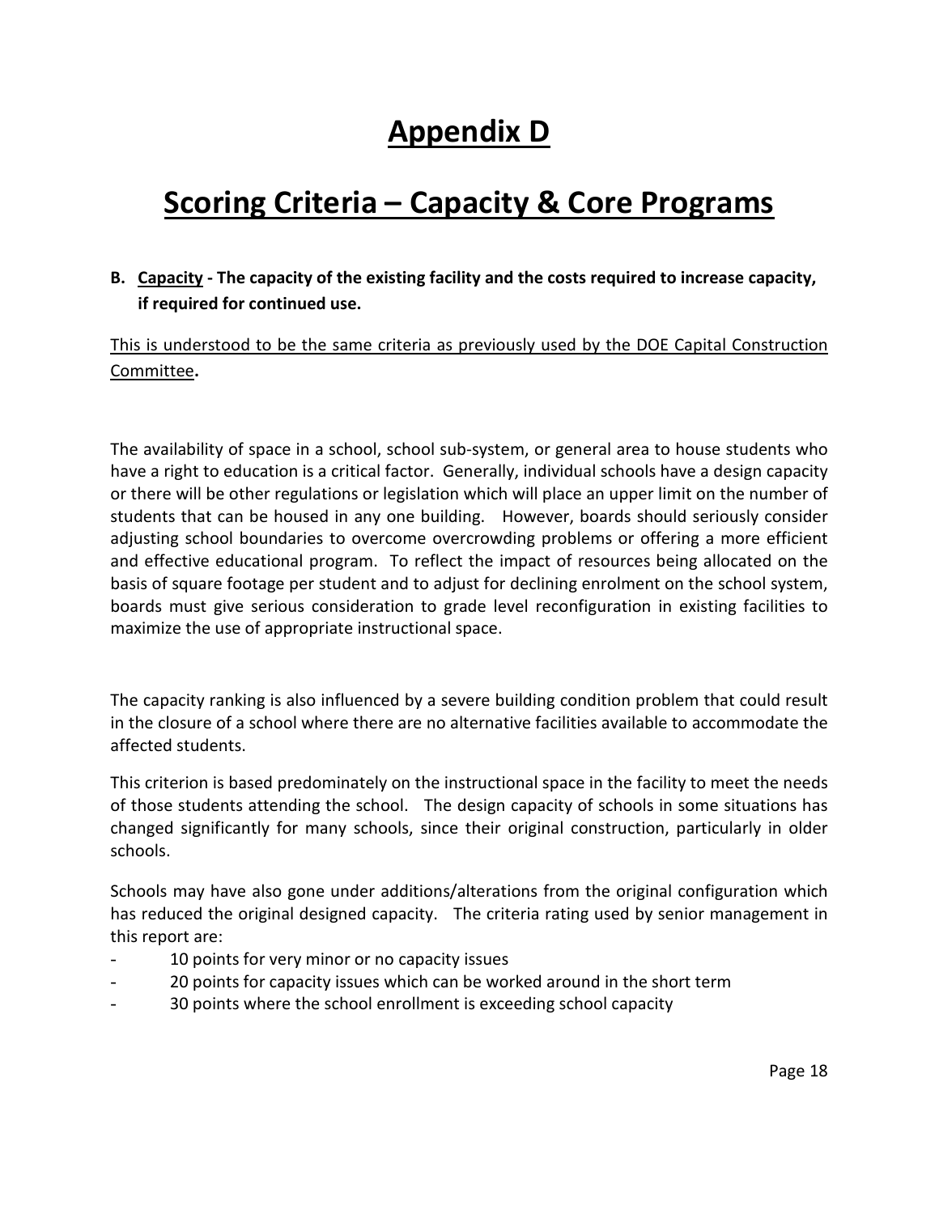# Appendix D

# Scoring Criteria – Capacity & Core Programs

**B. Capacity - The capacity of the existing facility and the costs required to increase capacity, if required for continued use.**

This is understood to be the same criteria as previously used by the DOE Capital Construction Committee**.**

The availability of space in a school, school sub-system, or general area to house students who have a right to education is a critical factor. Generally, individual schools have a design capacity or there will be other regulations or legislation which will place an upper limit on the number of students that can be housed in any one building. However, boards should seriously consider adjusting school boundaries to overcome overcrowding problems or offering a more efficient and effective educational program. To reflect the impact of resources being allocated on the basis of square footage per student and to adjust for declining enrolment on the school system, boards must give serious consideration to grade level reconfiguration in existing facilities to maximize the use of appropriate instructional space.

The capacity ranking is also influenced by a severe building condition problem that could result in the closure of a school where there are no alternative facilities available to accommodate the affected students.

This criterion is based predominately on the instructional space in the facility to meet the needs of those students attending the school. The design capacity of schools in some situations has changed significantly for many schools, since their original construction, particularly in older schools.

Schools may have also gone under additions/alterations from the original configuration which has reduced the original designed capacity. The criteria rating used by senior management in this report are:

- 10 points for very minor or no capacity issues
- 20 points for capacity issues which can be worked around in the short term
- 30 points where the school enrollment is exceeding school capacity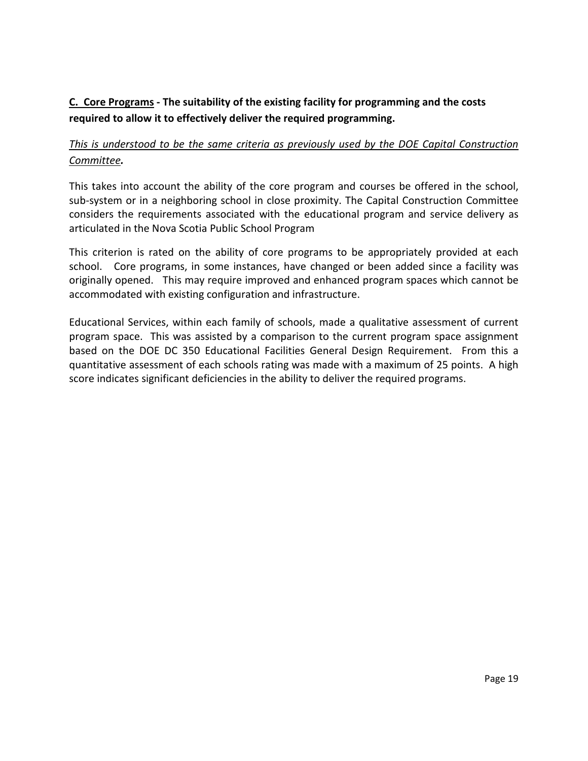**C. Core Programs - The suitability of the existing facility for programming and the costs required to allow it to effectively deliver the required programming.**

*This is understood to be the same criteria as previously used by the DOE Capital Construction Committee.*

This takes into account the ability of the core program and courses be offered in the school, sub-system or in a neighboring school in close proximity. The Capital Construction Committee considers the requirements associated with the educational program and service delivery as articulated in the Nova Scotia Public School Program

This criterion is rated on the ability of core programs to be appropriately provided at each school. Core programs, in some instances, have changed or been added since a facility was originally opened. This may require improved and enhanced program spaces which cannot be accommodated with existing configuration and infrastructure.

Educational Services, within each family of schools, made a qualitative assessment of current program space. This was assisted by a comparison to the current program space assignment based on the DOE DC 350 Educational Facilities General Design Requirement. From this a quantitative assessment of each schools rating was made with a maximum of 25 points. A high score indicates significant deficiencies in the ability to deliver the required programs.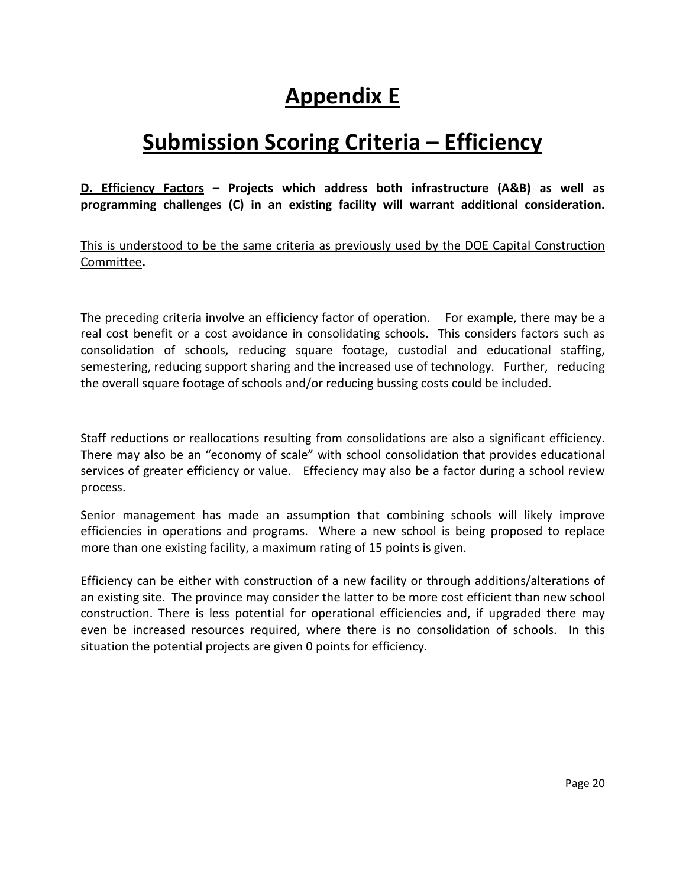# Appendix E

# Submission Scoring Criteria – Efficiency

**D. Efficiency Factors – Projects which address both infrastructure (A&B) as well as programming challenges (C) in an existing facility will warrant additional consideration.**

This is understood to be the same criteria as previously used by the DOE Capital Construction Committee**.**

The preceding criteria involve an efficiency factor of operation. For example, there may be a real cost benefit or a cost avoidance in consolidating schools. This considers factors such as consolidation of schools, reducing square footage, custodial and educational staffing, semestering, reducing support sharing and the increased use of technology. Further, reducing the overall square footage of schools and/or reducing bussing costs could be included.

Staff reductions or reallocations resulting from consolidations are also a significant efficiency. There may also be an "economy of scale" with school consolidation that provides educational services of greater efficiency or value. Effeciency may also be a factor during a school review process.

Senior management has made an assumption that combining schools will likely improve efficiencies in operations and programs. Where a new school is being proposed to replace more than one existing facility, a maximum rating of 15 points is given.

Efficiency can be either with construction of a new facility or through additions/alterations of an existing site. The province may consider the latter to be more cost efficient than new school construction. There is less potential for operational efficiencies and, if upgraded there may even be increased resources required, where there is no consolidation of schools. In this situation the potential projects are given 0 points for efficiency.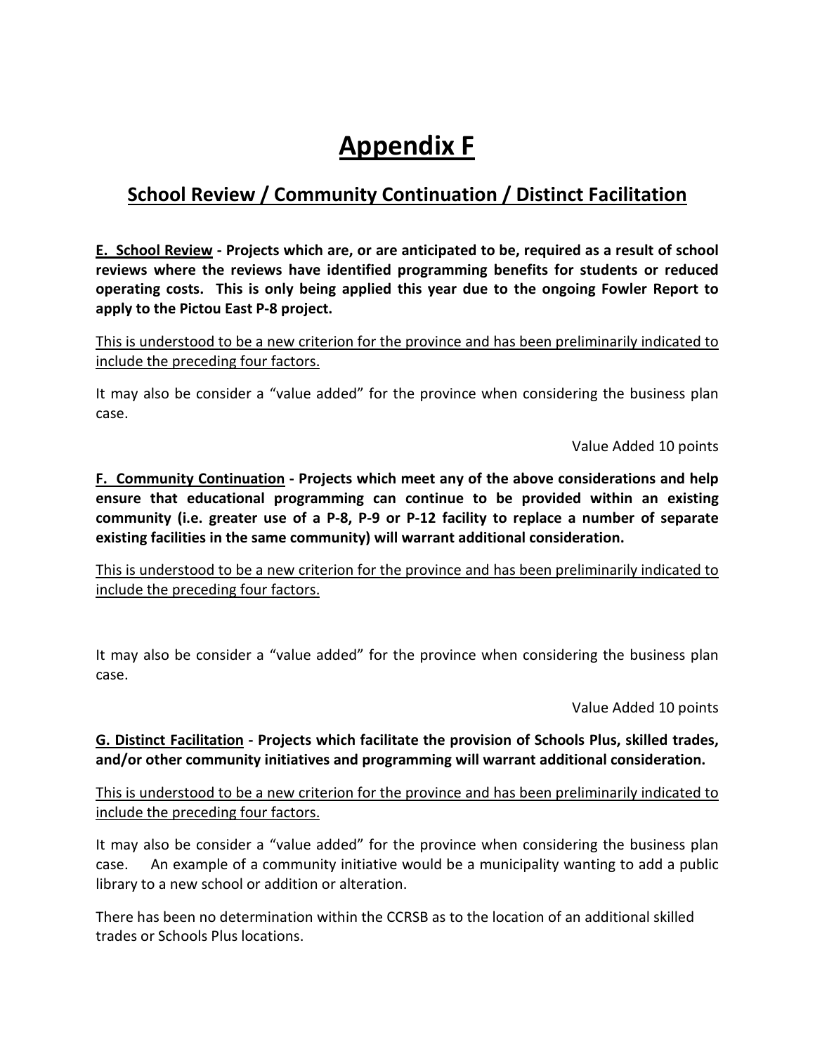# Appendix F

## School Review / Community Continuation / Distinct Facilitation

**E. School Review - Projects which are, or are anticipated to be, required as a result of school reviews where the reviews have identified programming benefits for students or reduced operating costs. This is only being applied this year due to the ongoing Fowler Report to apply to the Pictou East P-8 project.**

This is understood to be a new criterion for the province and has been preliminarily indicated to include the preceding four factors.

It may also be consider a "value added" for the province when considering the business plan case.

Value Added 10 points

**F. Community Continuation - Projects which meet any of the above considerations and help ensure that educational programming can continue to be provided within an existing community (i.e. greater use of a P-8, P-9 or P-12 facility to replace a number of separate existing facilities in the same community) will warrant additional consideration.**

This is understood to be a new criterion for the province and has been preliminarily indicated to include the preceding four factors.

It may also be consider a "value added" for the province when considering the business plan case.

Value Added 10 points

**G. Distinct Facilitation - Projects which facilitate the provision of Schools Plus, skilled trades, and/or other community initiatives and programming will warrant additional consideration.**

This is understood to be a new criterion for the province and has been preliminarily indicated to include the preceding four factors.

It may also be consider a "value added" for the province when considering the business plan case. An example of a community initiative would be a municipality wanting to add a public library to a new school or addition or alteration.

There has been no determination within the CCRSB as to the location of an additional skilled trades or Schools Plus locations.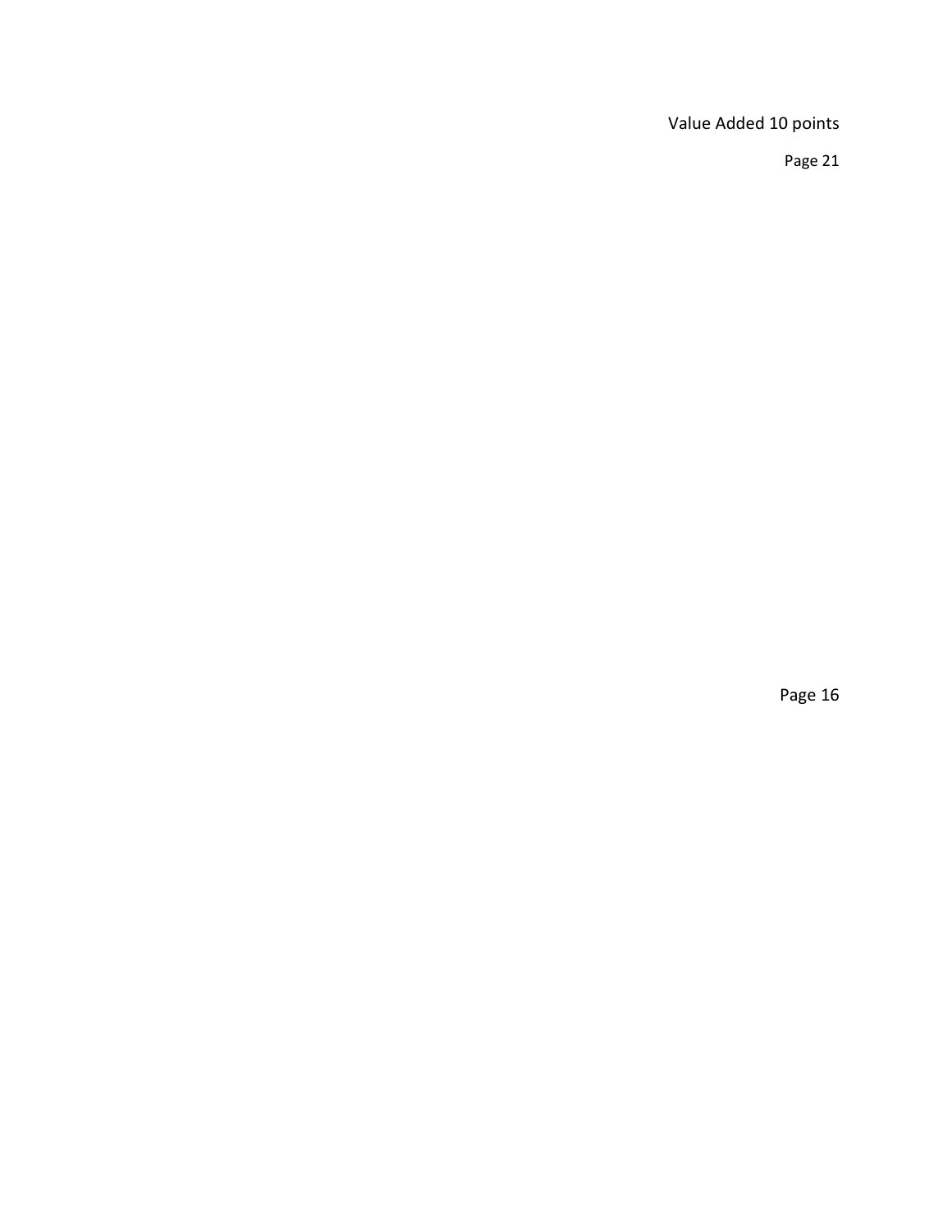Value Added 10 points

Page 21

Page 16